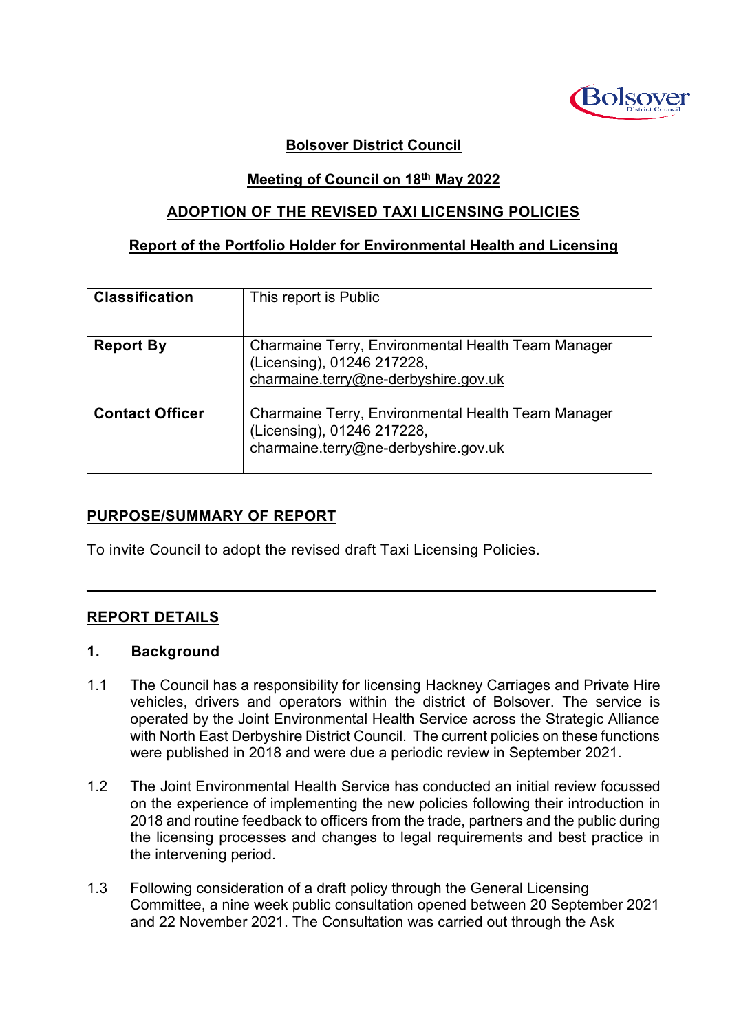**Bolsover District Council**

**Meeting of Council on 18th May 2022**

**ADOPTION OF THE REVISED TAXI LICENSING POLICIES**

**Report of the Portfolio Holder for Environmental Health and Licensing**

| | |
|---|---|
| **Classification** | This report is Public |
| **Report By** | Charmaine Terry, Environmental Health Team Manager (Licensing), 01246 217228, charmaine.terry@ne-derbyshire.gov.uk |
| **Contact Officer** | Charmaine Terry, Environmental Health Team Manager (Licensing), 01246 217228, charmaine.terry@ne-derbyshire.gov.uk |

## PURPOSE/SUMMARY OF REPORT

To invite Council to adopt the revised draft Taxi Licensing Policies.

---

## REPORT DETAILS

### 1. Background

1.1 The Council has a responsibility for licensing Hackney Carriages and Private Hire vehicles, drivers and operators within the district of Bolsover. The service is operated by the Joint Environmental Health Service across the Strategic Alliance with North East Derbyshire District Council. The current policies on these functions were published in 2018 and were due a periodic review in September 2021.

1.2 The Joint Environmental Health Service has conducted an initial review focussed on the experience of implementing the new policies following their introduction in 2018 and routine feedback to officers from the trade, partners and the public during the licensing processes and changes to legal requirements and best practice in the intervening period.

1.3 Following consideration of a draft policy through the General Licensing Committee, a nine week public consultation opened between 20 September 2021 and 22 November 2021. The Consultation was carried out through the Ask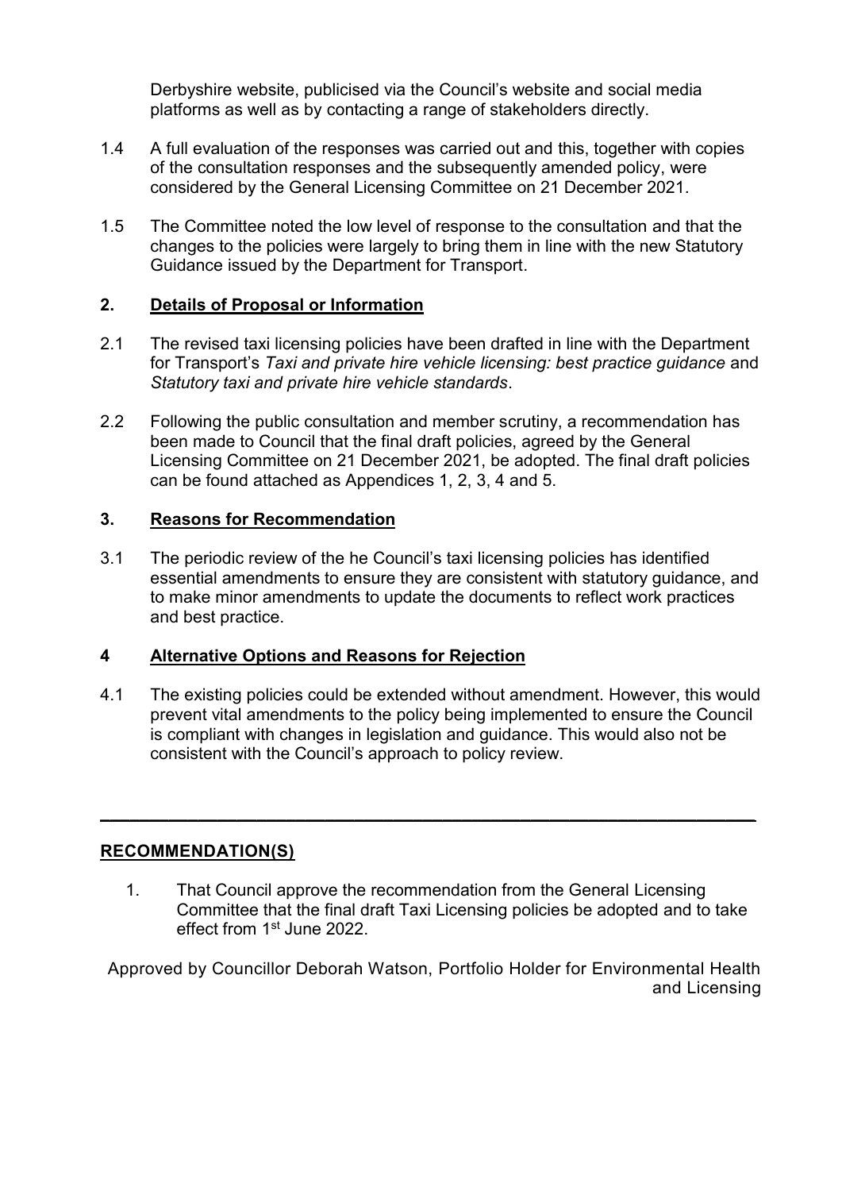Derbyshire website, publicised via the Council's website and social media platforms as well as by contacting a range of stakeholders directly.

1.4 A full evaluation of the responses was carried out and this, together with copies of the consultation responses and the subsequently amended policy, were considered by the General Licensing Committee on 21 December 2021.

1.5 The Committee noted the low level of response to the consultation and that the changes to the policies were largely to bring them in line with the new Statutory Guidance issued by the Department for Transport.

## 2. Details of Proposal or Information

2.1 The revised taxi licensing policies have been drafted in line with the Department for Transport's *Taxi and private hire vehicle licensing: best practice guidance* and *Statutory taxi and private hire vehicle standards*.

2.2 Following the public consultation and member scrutiny, a recommendation has been made to Council that the final draft policies, agreed by the General Licensing Committee on 21 December 2021, be adopted. The final draft policies can be found attached as Appendices 1, 2, 3, 4 and 5.

## 3. Reasons for Recommendation

3.1 The periodic review of the he Council's taxi licensing policies has identified essential amendments to ensure they are consistent with statutory guidance, and to make minor amendments to update the documents to reflect work practices and best practice.

## 4 Alternative Options and Reasons for Rejection

4.1 The existing policies could be extended without amendment. However, this would prevent vital amendments to the policy being implemented to ensure the Council is compliant with changes in legislation and guidance. This would also not be consistent with the Council's approach to policy review.

---

## RECOMMENDATION(S)

1. That Council approve the recommendation from the General Licensing Committee that the final draft Taxi Licensing policies be adopted and to take effect from 1st June 2022.

Approved by Councillor Deborah Watson, Portfolio Holder for Environmental Health and Licensing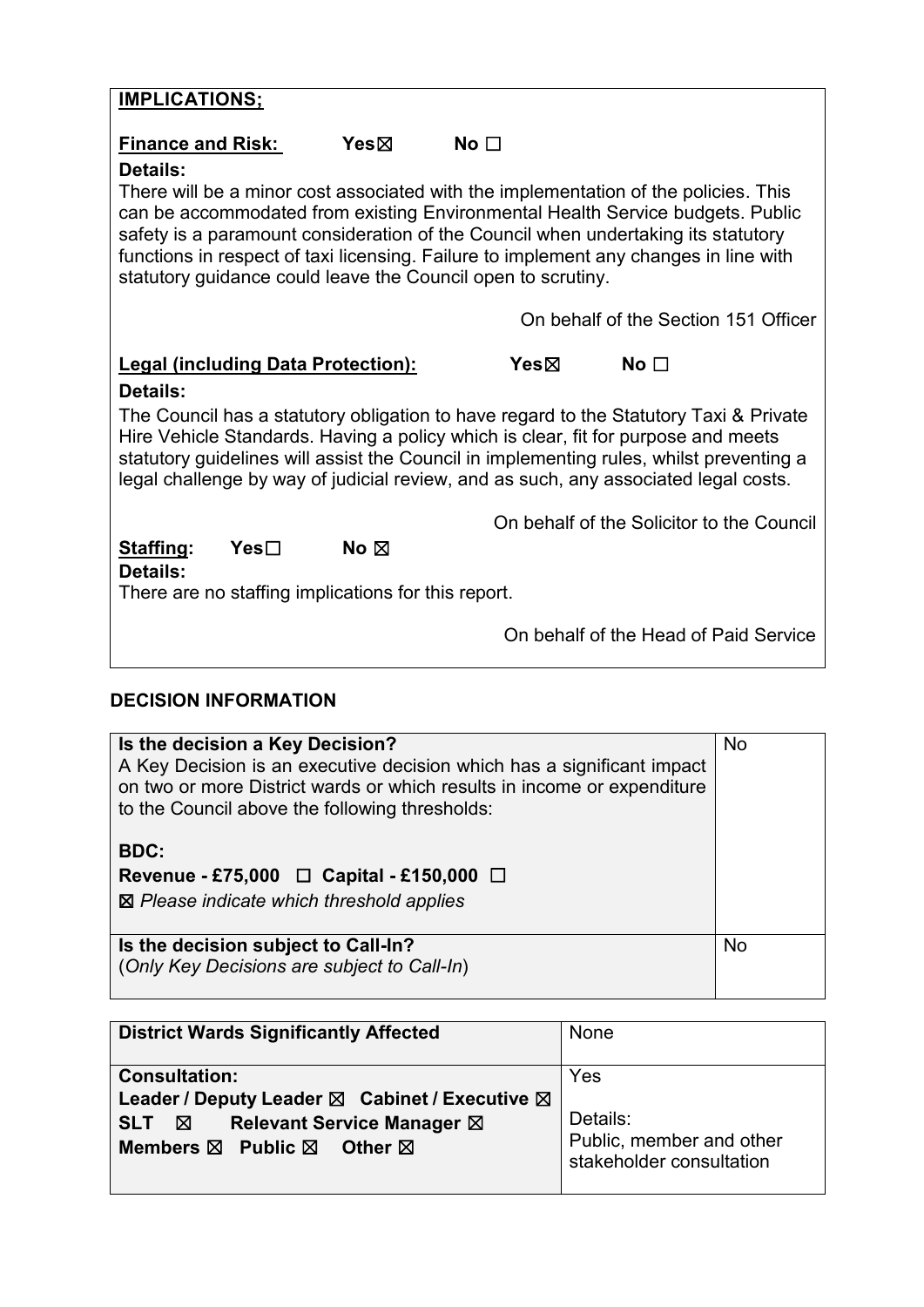**IMPLICATIONS;**

**Finance and Risk:** **Yes☒** **No ☐**

**Details:**

There will be a minor cost associated with the implementation of the policies. This can be accommodated from existing Environmental Health Service budgets. Public safety is a paramount consideration of the Council when undertaking its statutory functions in respect of taxi licensing. Failure to implement any changes in line with statutory guidance could leave the Council open to scrutiny.

On behalf of the Section 151 Officer

**Legal (including Data Protection):** **Yes☒** **No ☐**

**Details:**

The Council has a statutory obligation to have regard to the Statutory Taxi & Private Hire Vehicle Standards. Having a policy which is clear, fit for purpose and meets statutory guidelines will assist the Council in implementing rules, whilst preventing a legal challenge by way of judicial review, and as such, any associated legal costs.

On behalf of the Solicitor to the Council

**Staffing:** **Yes☐** **No ☒**

**Details:**

There are no staffing implications for this report.

On behalf of the Head of Paid Service

**DECISION INFORMATION**

| | |
|---|---|
| **Is the decision a Key Decision?**<br>A Key Decision is an executive decision which has a significant impact on two or more District wards or which results in income or expenditure to the Council above the following thresholds:<br><br>**BDC:**<br>**Revenue - £75,000 ☐ Capital - £150,000 ☐**<br>☒ *Please indicate which threshold applies* | No |
| **Is the decision subject to Call-In?**<br>(*Only Key Decisions are subject to Call-In*) | No |

| | |
|---|---|
| **District Wards Significantly Affected** | None |
| **Consultation:**<br>**Leader / Deputy Leader ☒ Cabinet / Executive ☒**<br>**SLT ☒ Relevant Service Manager ☒**<br>**Members ☒ Public ☒ Other ☒** | Yes<br><br>Details:<br>Public, member and other stakeholder consultation |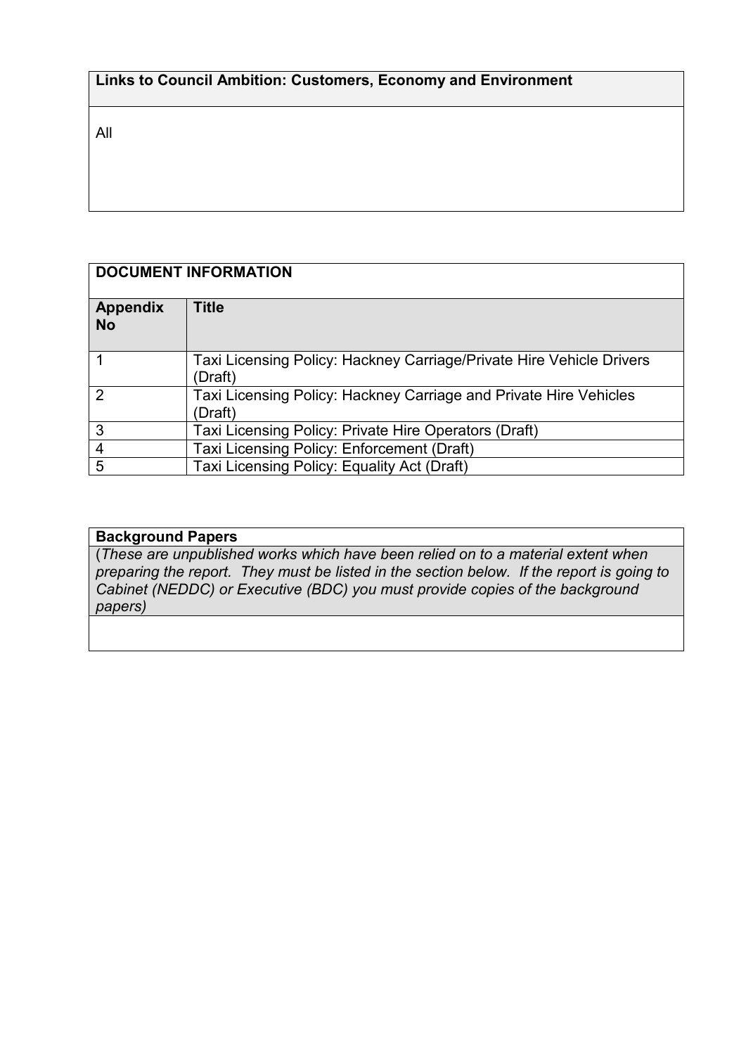| Links to Council Ambition: Customers, Economy and Environment |
|---|
| All |

| DOCUMENT INFORMATION | |
|---|---|
| **Appendix No** | **Title** |
| 1 | Taxi Licensing Policy: Hackney Carriage/Private Hire Vehicle Drivers (Draft) |
| 2 | Taxi Licensing Policy: Hackney Carriage and Private Hire Vehicles (Draft) |
| 3 | Taxi Licensing Policy: Private Hire Operators (Draft) |
| 4 | Taxi Licensing Policy: Enforcement (Draft) |
| 5 | Taxi Licensing Policy: Equality Act (Draft) |

| Background Papers |
|---|
| (*These are unpublished works which have been relied on to a material extent when preparing the report. They must be listed in the section below. If the report is going to Cabinet (NEDDC) or Executive (BDC) you must provide copies of the background papers)* |
| |